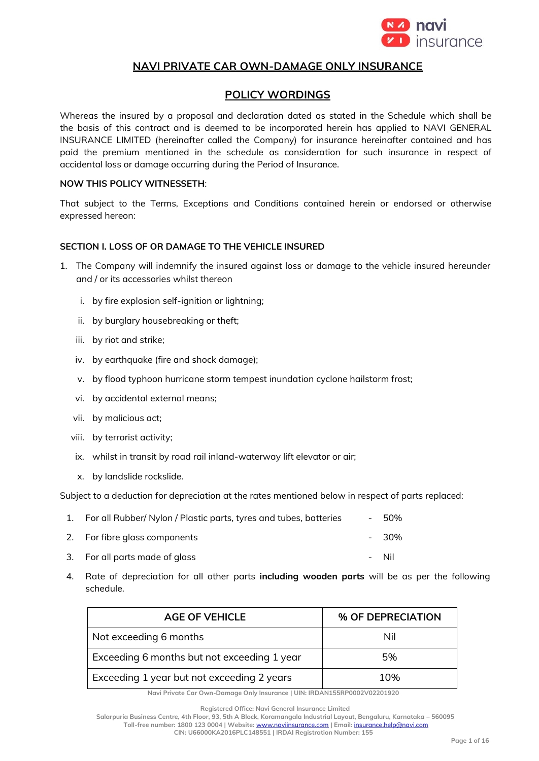# NAVI PRIVATE CAR OWN-DAMAGE ONLY INSURANCE

## POLICY WORDINGS

Whereas the insured by a proposal and declaration dated as stated in the Schedule which shall be the basis of this contract and is deemed to be incorporated herein has applied to NAVI GENERAL INSURANCE LIMITED (hereinafter called the Company) for insurance hereinafter contained and has paid the premium mentioned in the schedule as consideration for such insurance in respect of accidental loss or damage occurring during the Period of Insurance.

**NOW THIS POLICY WITNESSETH**:

That subject to the Terms, Exceptions and Conditions contained herein or endorsed or otherwise expressed hereon:

### SECTION I. LOSS OF OR DAMAGE TO THE VEHICLE INSURED

1. The Company will indemnify the insured against loss or damage to the vehicle insured hereunder and / or its accessories whilst thereon

   i. by fire explosion self-ignition or lightning;

   ii. by burglary housebreaking or theft;

   iii. by riot and strike;

   iv. by earthquake (fire and shock damage);

   v. by flood typhoon hurricane storm tempest inundation cyclone hailstorm frost;

   vi. by accidental external means;

   vii. by malicious act;

   viii. by terrorist activity;

   ix. whilst in transit by road rail inland-waterway lift elevator or air;

   x. by landslide rockslide.

Subject to a deduction for depreciation at the rates mentioned below in respect of parts replaced:

1. For all Rubber/ Nylon / Plastic parts, tyres and tubes, batteries - 50%
2. For fibre glass components - 30%
3. For all parts made of glass - Nil
4. Rate of depreciation for all other parts **including wooden parts** will be as per the following schedule.

| AGE OF VEHICLE | % OF DEPRECIATION |
|---|---|
| Not exceeding 6 months | Nil |
| Exceeding 6 months but not exceeding 1 year | 5% |
| Exceeding 1 year but not exceeding 2 years | 10% |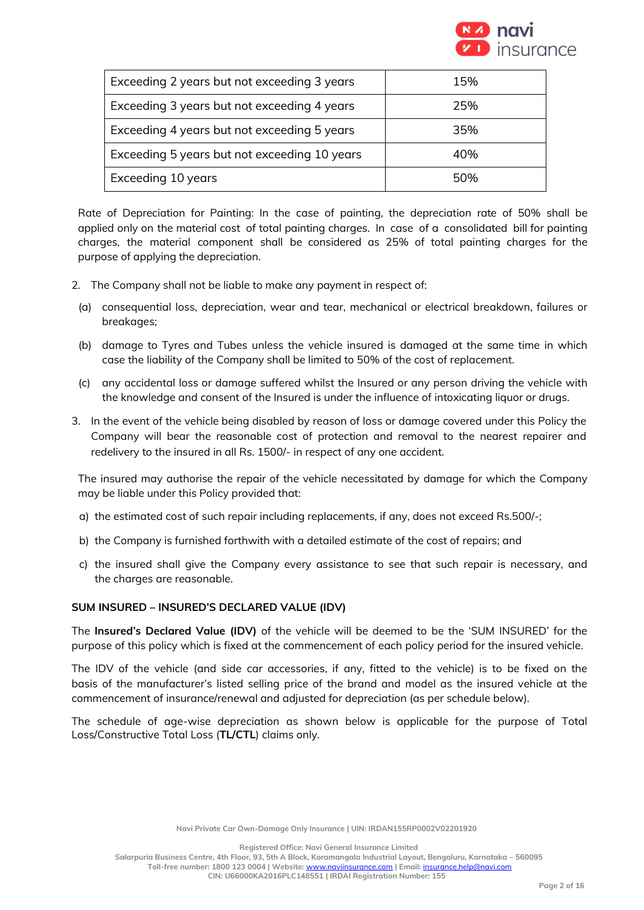| Exceeding 2 years but not exceeding 3 years | 15% |
|---|---|
| Exceeding 3 years but not exceeding 4 years | 25% |
| Exceeding 4 years but not exceeding 5 years | 35% |
| Exceeding 5 years but not exceeding 10 years | 40% |
| Exceeding 10 years | 50% |

Rate of Depreciation for Painting: In the case of painting, the depreciation rate of 50% shall be applied only on the material cost of total painting charges. In case of a consolidated bill for painting charges, the material component shall be considered as 25% of total painting charges for the purpose of applying the depreciation.

2. The Company shall not be liable to make any payment in respect of:

(a) consequential loss, depreciation, wear and tear, mechanical or electrical breakdown, failures or breakages;

(b) damage to Tyres and Tubes unless the vehicle insured is damaged at the same time in which case the liability of the Company shall be limited to 50% of the cost of replacement.

(c) any accidental loss or damage suffered whilst the Insured or any person driving the vehicle with the knowledge and consent of the Insured is under the influence of intoxicating liquor or drugs.

3. In the event of the vehicle being disabled by reason of loss or damage covered under this Policy the Company will bear the reasonable cost of protection and removal to the nearest repairer and redelivery to the insured in all Rs. 1500/- in respect of any one accident.

The insured may authorise the repair of the vehicle necessitated by damage for which the Company may be liable under this Policy provided that:

a) the estimated cost of such repair including replacements, if any, does not exceed Rs.500/-;

b) the Company is furnished forthwith with a detailed estimate of the cost of repairs; and

c) the insured shall give the Company every assistance to see that such repair is necessary, and the charges are reasonable.

**SUM INSURED – INSURED'S DECLARED VALUE (IDV)**

The **Insured's Declared Value (IDV)** of the vehicle will be deemed to be the 'SUM INSURED' for the purpose of this policy which is fixed at the commencement of each policy period for the insured vehicle.

The IDV of the vehicle (and side car accessories, if any, fitted to the vehicle) is to be fixed on the basis of the manufacturer's listed selling price of the brand and model as the insured vehicle at the commencement of insurance/renewal and adjusted for depreciation (as per schedule below).

The schedule of age-wise depreciation as shown below is applicable for the purpose of Total Loss/Constructive Total Loss (**TL/CTL**) claims only.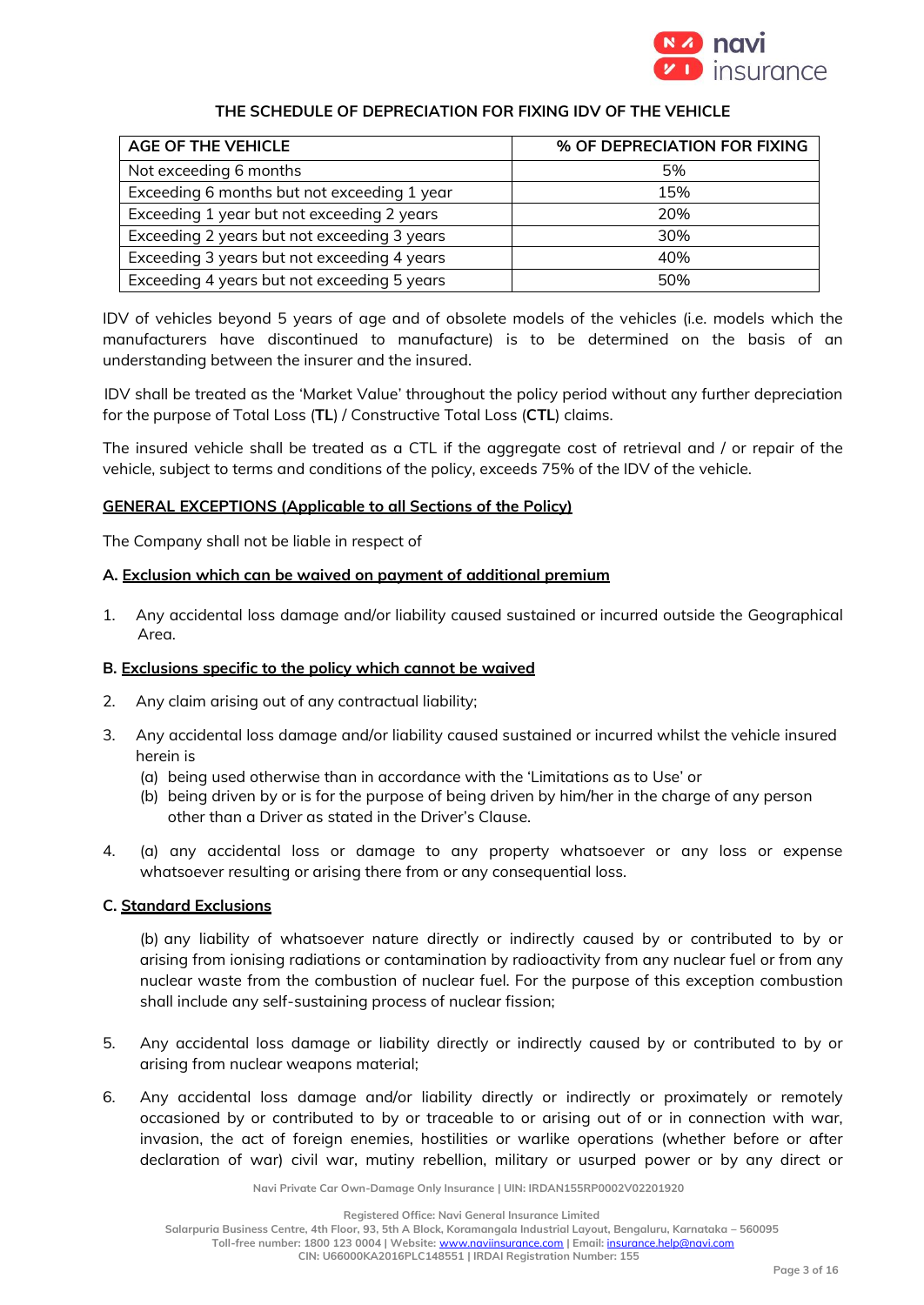### THE SCHEDULE OF DEPRECIATION FOR FIXING IDV OF THE VEHICLE

| AGE OF THE VEHICLE | % OF DEPRECIATION FOR FIXING |
|---|---|
| Not exceeding 6 months | 5% |
| Exceeding 6 months but not exceeding 1 year | 15% |
| Exceeding 1 year but not exceeding 2 years | 20% |
| Exceeding 2 years but not exceeding 3 years | 30% |
| Exceeding 3 years but not exceeding 4 years | 40% |
| Exceeding 4 years but not exceeding 5 years | 50% |

IDV of vehicles beyond 5 years of age and of obsolete models of the vehicles (i.e. models which the manufacturers have discontinued to manufacture) is to be determined on the basis of an understanding between the insurer and the insured.

IDV shall be treated as the 'Market Value' throughout the policy period without any further depreciation for the purpose of Total Loss (**TL**) / Constructive Total Loss (**CTL**) claims.

The insured vehicle shall be treated as a CTL if the aggregate cost of retrieval and / or repair of the vehicle, subject to terms and conditions of the policy, exceeds 75% of the IDV of the vehicle.

**GENERAL EXCEPTIONS (Applicable to all Sections of the Policy)**

The Company shall not be liable in respect of

**A. Exclusion which can be waived on payment of additional premium**

1. Any accidental loss damage and/or liability caused sustained or incurred outside the Geographical Area.

**B. Exclusions specific to the policy which cannot be waived**

2. Any claim arising out of any contractual liability;

3. Any accidental loss damage and/or liability caused sustained or incurred whilst the vehicle insured herein is
   (a) being used otherwise than in accordance with the 'Limitations as to Use' or
   (b) being driven by or is for the purpose of being driven by him/her in the charge of any person other than a Driver as stated in the Driver's Clause.

4. (a) any accidental loss or damage to any property whatsoever or any loss or expense whatsoever resulting or arising there from or any consequential loss.

**C. Standard Exclusions**

(b) any liability of whatsoever nature directly or indirectly caused by or contributed to by or arising from ionising radiations or contamination by radioactivity from any nuclear fuel or from any nuclear waste from the combustion of nuclear fuel. For the purpose of this exception combustion shall include any self-sustaining process of nuclear fission;

5. Any accidental loss damage or liability directly or indirectly caused by or contributed to by or arising from nuclear weapons material;

6. Any accidental loss damage and/or liability directly or indirectly or proximately or remotely occasioned by or contributed to by or traceable to or arising out of or in connection with war, invasion, the act of foreign enemies, hostilities or warlike operations (whether before or after declaration of war) civil war, mutiny rebellion, military or usurped power or by any direct or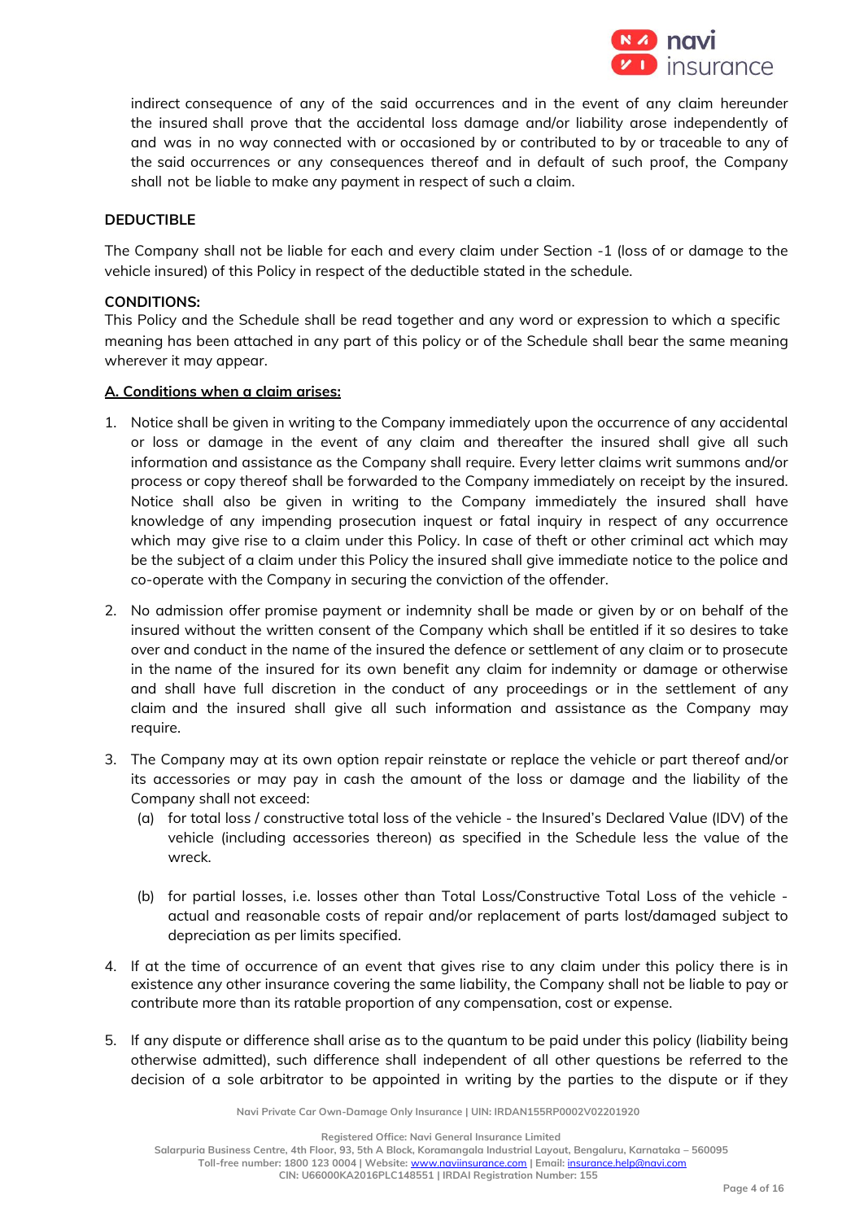indirect consequence of any of the said occurrences and in the event of any claim hereunder the insured shall prove that the accidental loss damage and/or liability arose independently of and was in no way connected with or occasioned by or contributed to by or traceable to any of the said occurrences or any consequences thereof and in default of such proof, the Company shall not be liable to make any payment in respect of such a claim.

**DEDUCTIBLE**

The Company shall not be liable for each and every claim under Section -1 (loss of or damage to the vehicle insured) of this Policy in respect of the deductible stated in the schedule.

**CONDITIONS:**

This Policy and the Schedule shall be read together and any word or expression to which a specific meaning has been attached in any part of this policy or of the Schedule shall bear the same meaning wherever it may appear.

**A. Conditions when a claim arises:**

1. Notice shall be given in writing to the Company immediately upon the occurrence of any accidental or loss or damage in the event of any claim and thereafter the insured shall give all such information and assistance as the Company shall require. Every letter claims writ summons and/or process or copy thereof shall be forwarded to the Company immediately on receipt by the insured. Notice shall also be given in writing to the Company immediately the insured shall have knowledge of any impending prosecution inquest or fatal inquiry in respect of any occurrence which may give rise to a claim under this Policy. In case of theft or other criminal act which may be the subject of a claim under this Policy the insured shall give immediate notice to the police and co-operate with the Company in securing the conviction of the offender.

2. No admission offer promise payment or indemnity shall be made or given by or on behalf of the insured without the written consent of the Company which shall be entitled if it so desires to take over and conduct in the name of the insured the defence or settlement of any claim or to prosecute in the name of the insured for its own benefit any claim for indemnity or damage or otherwise and shall have full discretion in the conduct of any proceedings or in the settlement of any claim and the insured shall give all such information and assistance as the Company may require.

3. The Company may at its own option repair reinstate or replace the vehicle or part thereof and/or its accessories or may pay in cash the amount of the loss or damage and the liability of the Company shall not exceed:
   (a) for total loss / constructive total loss of the vehicle - the Insured's Declared Value (IDV) of the vehicle (including accessories thereon) as specified in the Schedule less the value of the wreck.

   (b) for partial losses, i.e. losses other than Total Loss/Constructive Total Loss of the vehicle - actual and reasonable costs of repair and/or replacement of parts lost/damaged subject to depreciation as per limits specified.

4. If at the time of occurrence of an event that gives rise to any claim under this policy there is in existence any other insurance covering the same liability, the Company shall not be liable to pay or contribute more than its ratable proportion of any compensation, cost or expense.

5. If any dispute or difference shall arise as to the quantum to be paid under this policy (liability being otherwise admitted), such difference shall independent of all other questions be referred to the decision of a sole arbitrator to be appointed in writing by the parties to the dispute or if they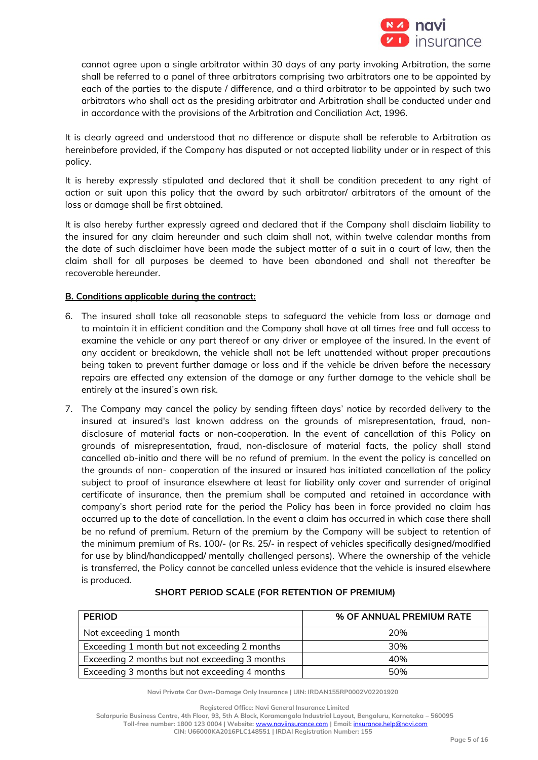cannot agree upon a single arbitrator within 30 days of any party invoking Arbitration, the same shall be referred to a panel of three arbitrators comprising two arbitrators one to be appointed by each of the parties to the dispute / difference, and a third arbitrator to be appointed by such two arbitrators who shall act as the presiding arbitrator and Arbitration shall be conducted under and in accordance with the provisions of the Arbitration and Conciliation Act, 1996.

It is clearly agreed and understood that no difference or dispute shall be referable to Arbitration as hereinbefore provided, if the Company has disputed or not accepted liability under or in respect of this policy.

It is hereby expressly stipulated and declared that it shall be condition precedent to any right of action or suit upon this policy that the award by such arbitrator/ arbitrators of the amount of the loss or damage shall be first obtained.

It is also hereby further expressly agreed and declared that if the Company shall disclaim liability to the insured for any claim hereunder and such claim shall not, within twelve calendar months from the date of such disclaimer have been made the subject matter of a suit in a court of law, then the claim shall for all purposes be deemed to have been abandoned and shall not thereafter be recoverable hereunder.

**B. Conditions applicable during the contract:**

6. The insured shall take all reasonable steps to safeguard the vehicle from loss or damage and to maintain it in efficient condition and the Company shall have at all times free and full access to examine the vehicle or any part thereof or any driver or employee of the insured. In the event of any accident or breakdown, the vehicle shall not be left unattended without proper precautions being taken to prevent further damage or loss and if the vehicle be driven before the necessary repairs are effected any extension of the damage or any further damage to the vehicle shall be entirely at the insured's own risk.

7. The Company may cancel the policy by sending fifteen days' notice by recorded delivery to the insured at insured's last known address on the grounds of misrepresentation, fraud, non-disclosure of material facts or non-cooperation. In the event of cancellation of this Policy on grounds of misrepresentation, fraud, non-disclosure of material facts, the policy shall stand cancelled ab-initio and there will be no refund of premium. In the event the policy is cancelled on the grounds of non- cooperation of the insured or insured has initiated cancellation of the policy subject to proof of insurance elsewhere at least for liability only cover and surrender of original certificate of insurance, then the premium shall be computed and retained in accordance with company's short period rate for the period the Policy has been in force provided no claim has occurred up to the date of cancellation. In the event a claim has occurred in which case there shall be no refund of premium. Return of the premium by the Company will be subject to retention of the minimum premium of Rs. 100/- (or Rs. 25/- in respect of vehicles specifically designed/modified for use by blind/handicapped/ mentally challenged persons). Where the ownership of the vehicle is transferred, the Policy cannot be cancelled unless evidence that the vehicle is insured elsewhere is produced.

**SHORT PERIOD SCALE (FOR RETENTION OF PREMIUM)**

| PERIOD | % OF ANNUAL PREMIUM RATE |
|---|---|
| Not exceeding 1 month | 20% |
| Exceeding 1 month but not exceeding 2 months | 30% |
| Exceeding 2 months but not exceeding 3 months | 40% |
| Exceeding 3 months but not exceeding 4 months | 50% |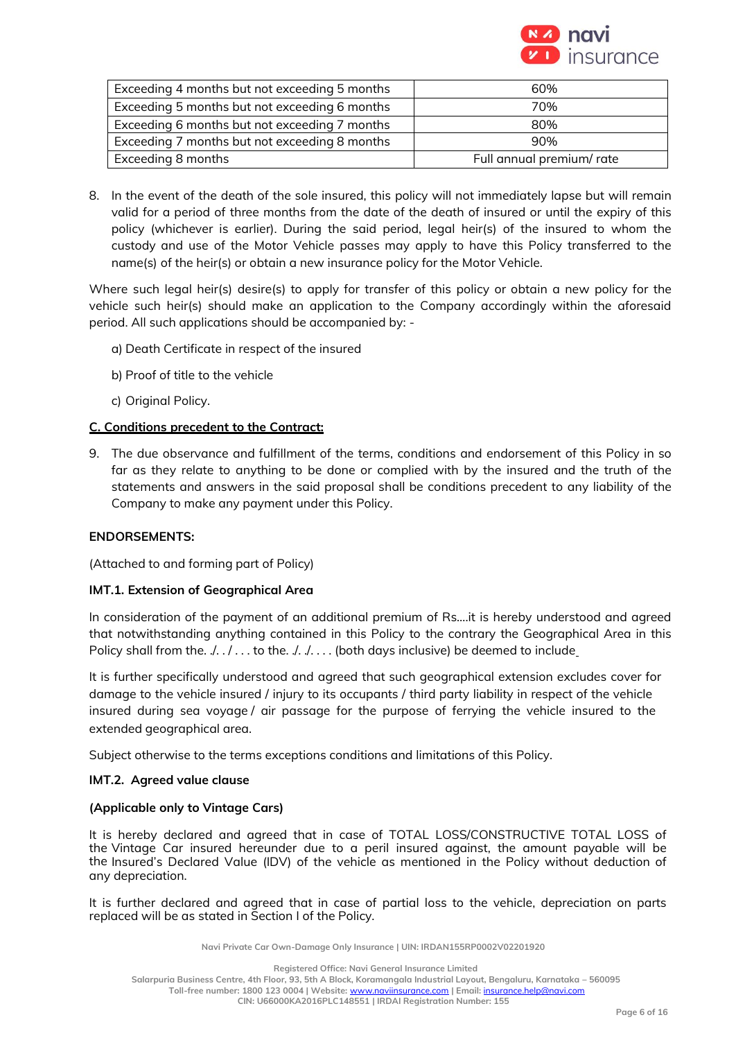| Exceeding 4 months but not exceeding 5 months | 60% |
|---|---|
| Exceeding 5 months but not exceeding 6 months | 70% |
| Exceeding 6 months but not exceeding 7 months | 80% |
| Exceeding 7 months but not exceeding 8 months | 90% |
| Exceeding 8 months | Full annual premium/ rate |

8. In the event of the death of the sole insured, this policy will not immediately lapse but will remain valid for a period of three months from the date of the death of insured or until the expiry of this policy (whichever is earlier). During the said period, legal heir(s) of the insured to whom the custody and use of the Motor Vehicle passes may apply to have this Policy transferred to the name(s) of the heir(s) or obtain a new insurance policy for the Motor Vehicle.

Where such legal heir(s) desire(s) to apply for transfer of this policy or obtain a new policy for the vehicle such heir(s) should make an application to the Company accordingly within the aforesaid period. All such applications should be accompanied by: -

a) Death Certificate in respect of the insured

b) Proof of title to the vehicle

c) Original Policy.

**C. Conditions precedent to the Contract:**

9. The due observance and fulfillment of the terms, conditions and endorsement of this Policy in so far as they relate to anything to be done or complied with by the insured and the truth of the statements and answers in the said proposal shall be conditions precedent to any liability of the Company to make any payment under this Policy.

**ENDORSEMENTS:**

(Attached to and forming part of Policy)

**IMT.1. Extension of Geographical Area**

In consideration of the payment of an additional premium of Rs….it is hereby understood and agreed that notwithstanding anything contained in this Policy to the contrary the Geographical Area in this Policy shall from the. ./. . / . . . to the. ./. ./. . . . (both days inclusive) be deemed to include

It is further specifically understood and agreed that such geographical extension excludes cover for damage to the vehicle insured / injury to its occupants / third party liability in respect of the vehicle insured during sea voyage / air passage for the purpose of ferrying the vehicle insured to the extended geographical area.

Subject otherwise to the terms exceptions conditions and limitations of this Policy.

**IMT.2. Agreed value clause**

**(Applicable only to Vintage Cars)**

It is hereby declared and agreed that in case of TOTAL LOSS/CONSTRUCTIVE TOTAL LOSS of the Vintage Car insured hereunder due to a peril insured against, the amount payable will be the Insured's Declared Value (IDV) of the vehicle as mentioned in the Policy without deduction of any depreciation.

It is further declared and agreed that in case of partial loss to the vehicle, depreciation on parts replaced will be as stated in Section I of the Policy.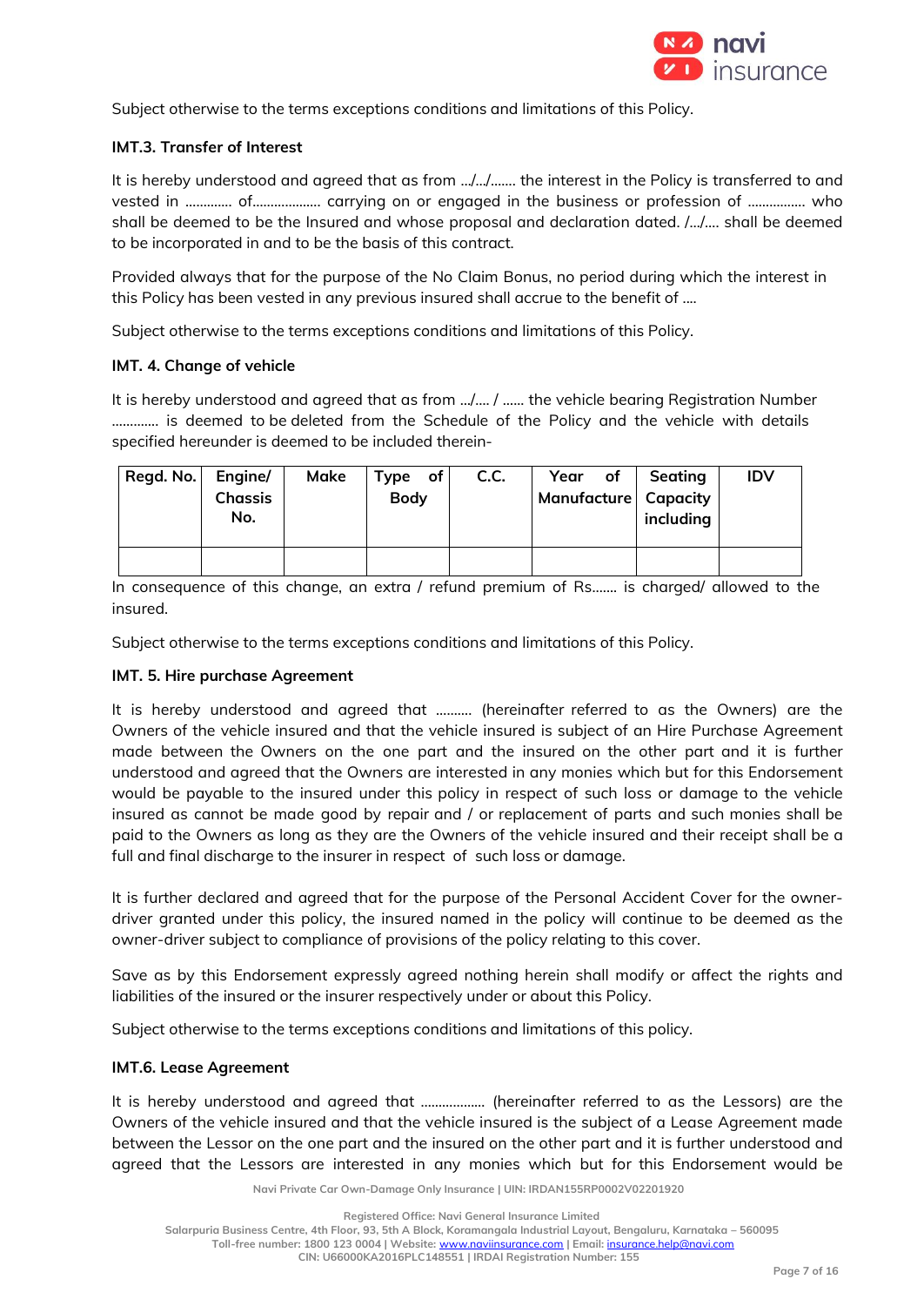Subject otherwise to the terms exceptions conditions and limitations of this Policy.

**IMT.3. Transfer of Interest**

It is hereby understood and agreed that as from .../.../....... the interest in the Policy is transferred to and vested in ............. of................... carrying on or engaged in the business or profession of ................ who shall be deemed to be the Insured and whose proposal and declaration dated. /.../.... shall be deemed to be incorporated in and to be the basis of this contract.

Provided always that for the purpose of the No Claim Bonus, no period during which the interest in this Policy has been vested in any previous insured shall accrue to the benefit of ....

Subject otherwise to the terms exceptions conditions and limitations of this Policy.

**IMT. 4. Change of vehicle**

It is hereby understood and agreed that as from .../.... / ...... the vehicle bearing Registration Number ............. is deemed to be deleted from the Schedule of the Policy and the vehicle with details specified hereunder is deemed to be included therein-

| Regd. No. | Engine/ Chassis No. | Make | Type of Body | C.C. | Year of Manufacture | Seating Capacity including | IDV |
|---|---|---|---|---|---|---|---|
| | | | | | | | |

In consequence of this change, an extra / refund premium of Rs....... is charged/ allowed to the insured.

Subject otherwise to the terms exceptions conditions and limitations of this Policy.

**IMT. 5. Hire purchase Agreement**

It is hereby understood and agreed that .......... (hereinafter referred to as the Owners) are the Owners of the vehicle insured and that the vehicle insured is subject of an Hire Purchase Agreement made between the Owners on the one part and the insured on the other part and it is further understood and agreed that the Owners are interested in any monies which but for this Endorsement would be payable to the insured under this policy in respect of such loss or damage to the vehicle insured as cannot be made good by repair and / or replacement of parts and such monies shall be paid to the Owners as long as they are the Owners of the vehicle insured and their receipt shall be a full and final discharge to the insurer in respect of such loss or damage.

It is further declared and agreed that for the purpose of the Personal Accident Cover for the owner-driver granted under this policy, the insured named in the policy will continue to be deemed as the owner-driver subject to compliance of provisions of the policy relating to this cover.

Save as by this Endorsement expressly agreed nothing herein shall modify or affect the rights and liabilities of the insured or the insurer respectively under or about this Policy.

Subject otherwise to the terms exceptions conditions and limitations of this policy.

**IMT.6. Lease Agreement**

It is hereby understood and agreed that .................. (hereinafter referred to as the Lessors) are the Owners of the vehicle insured and that the vehicle insured is the subject of a Lease Agreement made between the Lessor on the one part and the insured on the other part and it is further understood and agreed that the Lessors are interested in any monies which but for this Endorsement would be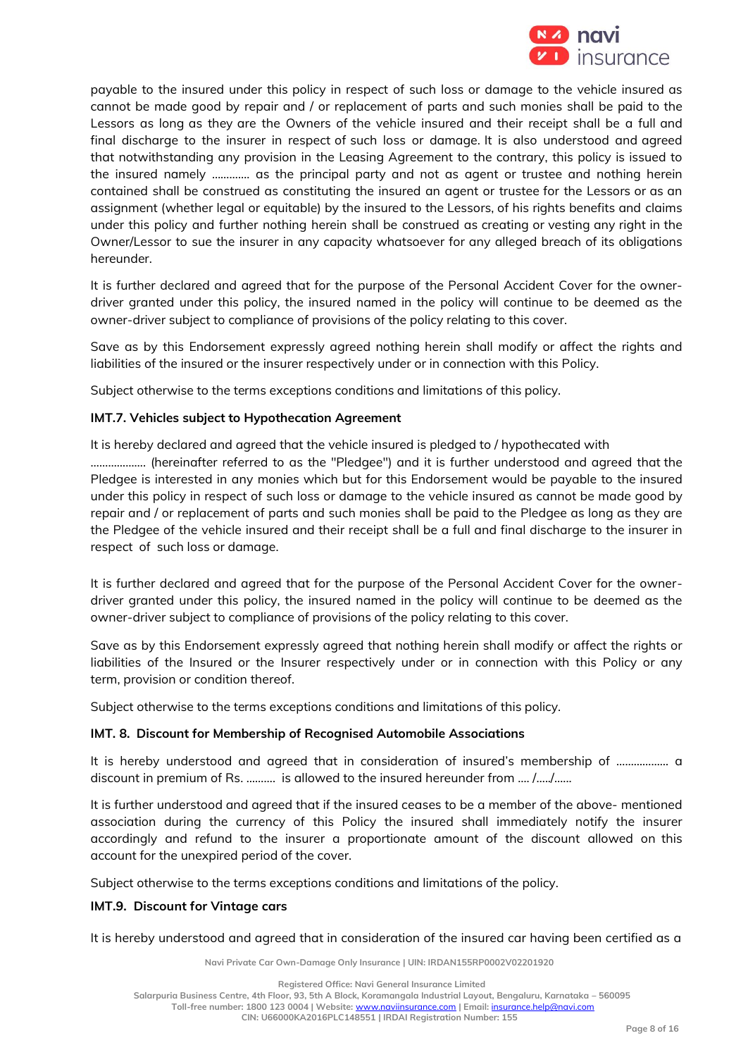payable to the insured under this policy in respect of such loss or damage to the vehicle insured as cannot be made good by repair and / or replacement of parts and such monies shall be paid to the Lessors as long as they are the Owners of the vehicle insured and their receipt shall be a full and final discharge to the insurer in respect of such loss or damage. It is also understood and agreed that notwithstanding any provision in the Leasing Agreement to the contrary, this policy is issued to the insured namely ………… as the principal party and not as agent or trustee and nothing herein contained shall be construed as constituting the insured an agent or trustee for the Lessors or as an assignment (whether legal or equitable) by the insured to the Lessors, of his rights benefits and claims under this policy and further nothing herein shall be construed as creating or vesting any right in the Owner/Lessor to sue the insurer in any capacity whatsoever for any alleged breach of its obligations hereunder.

It is further declared and agreed that for the purpose of the Personal Accident Cover for the owner-driver granted under this policy, the insured named in the policy will continue to be deemed as the owner-driver subject to compliance of provisions of the policy relating to this cover.

Save as by this Endorsement expressly agreed nothing herein shall modify or affect the rights and liabilities of the insured or the insurer respectively under or in connection with this Policy.

Subject otherwise to the terms exceptions conditions and limitations of this policy.

**IMT.7. Vehicles subject to Hypothecation Agreement**

It is hereby declared and agreed that the vehicle insured is pledged to / hypothecated with ………………. (hereinafter referred to as the "Pledgee") and it is further understood and agreed that the Pledgee is interested in any monies which but for this Endorsement would be payable to the insured under this policy in respect of such loss or damage to the vehicle insured as cannot be made good by repair and / or replacement of parts and such monies shall be paid to the Pledgee as long as they are the Pledgee of the vehicle insured and their receipt shall be a full and final discharge to the insurer in respect of such loss or damage.

It is further declared and agreed that for the purpose of the Personal Accident Cover for the owner-driver granted under this policy, the insured named in the policy will continue to be deemed as the owner-driver subject to compliance of provisions of the policy relating to this cover.

Save as by this Endorsement expressly agreed that nothing herein shall modify or affect the rights or liabilities of the Insured or the Insurer respectively under or in connection with this Policy or any term, provision or condition thereof.

Subject otherwise to the terms exceptions conditions and limitations of this policy.

**IMT. 8. Discount for Membership of Recognised Automobile Associations**

It is hereby understood and agreed that in consideration of insured's membership of ……………… a discount in premium of Rs. ………. is allowed to the insured hereunder from …. /…../……

It is further understood and agreed that if the insured ceases to be a member of the above- mentioned association during the currency of this Policy the insured shall immediately notify the insurer accordingly and refund to the insurer a proportionate amount of the discount allowed on this account for the unexpired period of the cover.

Subject otherwise to the terms exceptions conditions and limitations of the policy.

**IMT.9. Discount for Vintage cars**

It is hereby understood and agreed that in consideration of the insured car having been certified as a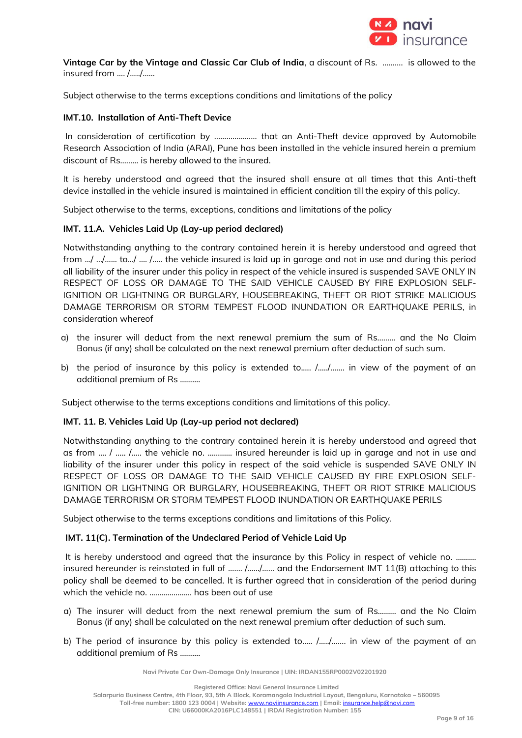**Vintage Car by the Vintage and Classic Car Club of India**, a discount of Rs. .......... is allowed to the insured from .... /...../......

Subject otherwise to the terms exceptions conditions and limitations of the policy

### IMT.10. Installation of Anti-Theft Device

In consideration of certification by ..................... that an Anti-Theft device approved by Automobile Research Association of India (ARAI), Pune has been installed in the vehicle insured herein a premium discount of Rs......... is hereby allowed to the insured.

It is hereby understood and agreed that the insured shall ensure at all times that this Anti-theft device installed in the vehicle insured is maintained in efficient condition till the expiry of this policy.

Subject otherwise to the terms, exceptions, conditions and limitations of the policy

### IMT. 11.A. Vehicles Laid Up (Lay-up period declared)

Notwithstanding anything to the contrary contained herein it is hereby understood and agreed that from .../ .../...... to.../ .... /..... the vehicle insured is laid up in garage and not in use and during this period all liability of the insurer under this policy in respect of the vehicle insured is suspended SAVE ONLY IN RESPECT OF LOSS OR DAMAGE TO THE SAID VEHICLE CAUSED BY FIRE EXPLOSION SELF-IGNITION OR LIGHTNING OR BURGLARY, HOUSEBREAKING, THEFT OR RIOT STRIKE MALICIOUS DAMAGE TERRORISM OR STORM TEMPEST FLOOD INUNDATION OR EARTHQUAKE PERILS, in consideration whereof

a) the insurer will deduct from the next renewal premium the sum of Rs......... and the No Claim Bonus (if any) shall be calculated on the next renewal premium after deduction of such sum.

b) the period of insurance by this policy is extended to..... /...../....... in view of the payment of an additional premium of Rs ..........

Subject otherwise to the terms exceptions conditions and limitations of this policy.

### IMT. 11. B. Vehicles Laid Up (Lay-up period not declared)

Notwithstanding anything to the contrary contained herein it is hereby understood and agreed that as from .... / ..... /..... the vehicle no. ............ insured hereunder is laid up in garage and not in use and liability of the insurer under this policy in respect of the said vehicle is suspended SAVE ONLY IN RESPECT OF LOSS OR DAMAGE TO THE SAID VEHICLE CAUSED BY FIRE EXPLOSION SELF-IGNITION OR LIGHTNING OR BURGLARY, HOUSEBREAKING, THEFT OR RIOT STRIKE MALICIOUS DAMAGE TERRORISM OR STORM TEMPEST FLOOD INUNDATION OR EARTHQUAKE PERILS

Subject otherwise to the terms exceptions conditions and limitations of this Policy.

### IMT. 11(C). Termination of the Undeclared Period of Vehicle Laid Up

It is hereby understood and agreed that the insurance by this Policy in respect of vehicle no. .......... insured hereunder is reinstated in full of ....... /....../...... and the Endorsement IMT 11(B) attaching to this policy shall be deemed to be cancelled. It is further agreed that in consideration of the period during which the vehicle no. ..................... has been out of use

a) The insurer will deduct from the next renewal premium the sum of Rs......... and the No Claim Bonus (if any) shall be calculated on the next renewal premium after deduction of such sum.

b) The period of insurance by this policy is extended to..... /...../....... in view of the payment of an additional premium of Rs ..........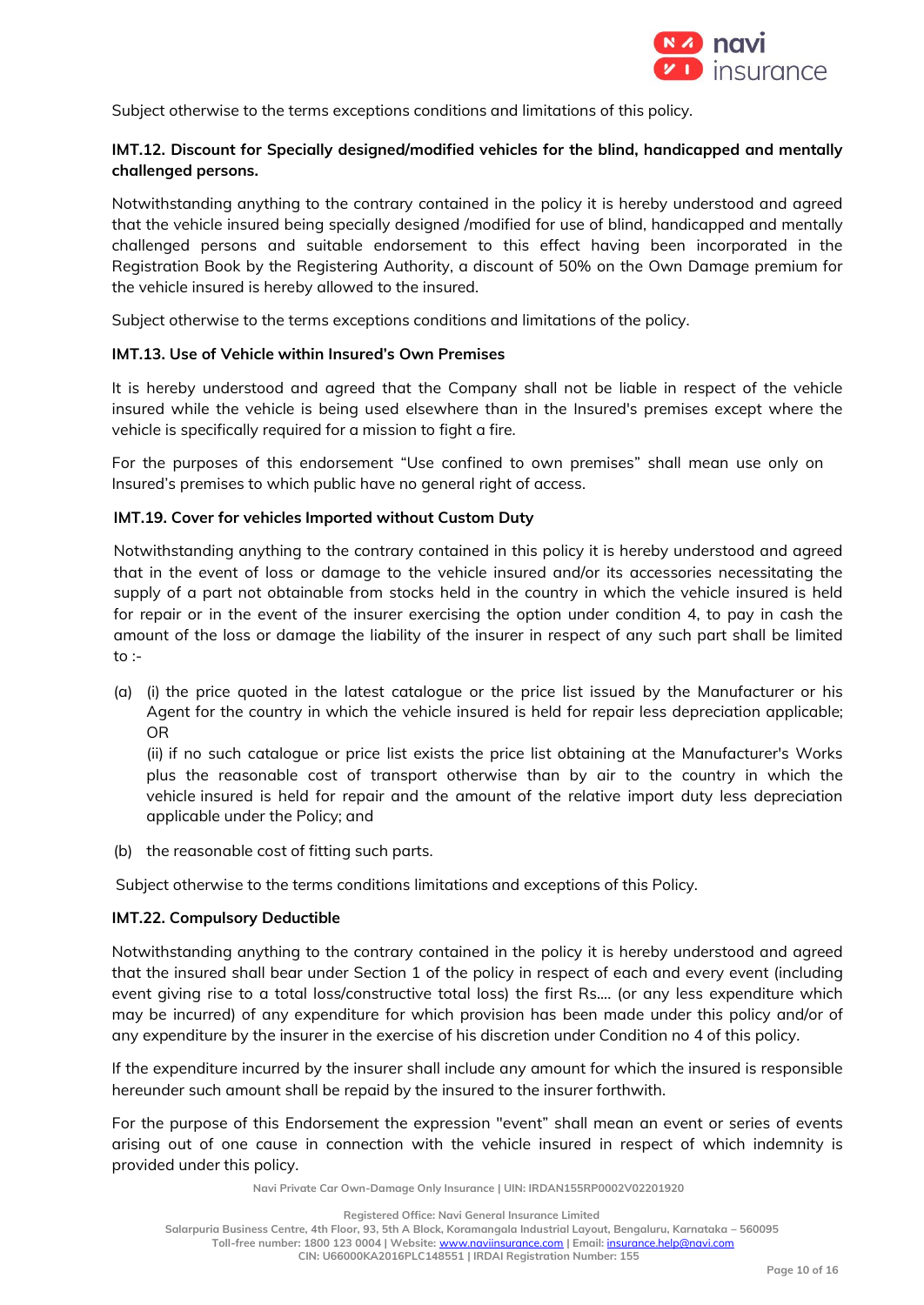Subject otherwise to the terms exceptions conditions and limitations of this policy.

**IMT.12. Discount for Specially designed/modified vehicles for the blind, handicapped and mentally challenged persons.**

Notwithstanding anything to the contrary contained in the policy it is hereby understood and agreed that the vehicle insured being specially designed /modified for use of blind, handicapped and mentally challenged persons and suitable endorsement to this effect having been incorporated in the Registration Book by the Registering Authority, a discount of 50% on the Own Damage premium for the vehicle insured is hereby allowed to the insured.

Subject otherwise to the terms exceptions conditions and limitations of the policy.

**IMT.13. Use of Vehicle within Insured's Own Premises**

It is hereby understood and agreed that the Company shall not be liable in respect of the vehicle insured while the vehicle is being used elsewhere than in the Insured's premises except where the vehicle is specifically required for a mission to fight a fire.

For the purposes of this endorsement "Use confined to own premises" shall mean use only on Insured's premises to which public have no general right of access.

**IMT.19. Cover for vehicles Imported without Custom Duty**

Notwithstanding anything to the contrary contained in this policy it is hereby understood and agreed that in the event of loss or damage to the vehicle insured and/or its accessories necessitating the supply of a part not obtainable from stocks held in the country in which the vehicle insured is held for repair or in the event of the insurer exercising the option under condition 4, to pay in cash the amount of the loss or damage the liability of the insurer in respect of any such part shall be limited to :-

(a) (i) the price quoted in the latest catalogue or the price list issued by the Manufacturer or his Agent for the country in which the vehicle insured is held for repair less depreciation applicable; OR

(ii) if no such catalogue or price list exists the price list obtaining at the Manufacturer's Works plus the reasonable cost of transport otherwise than by air to the country in which the vehicle insured is held for repair and the amount of the relative import duty less depreciation applicable under the Policy; and

(b) the reasonable cost of fitting such parts.

Subject otherwise to the terms conditions limitations and exceptions of this Policy.

**IMT.22. Compulsory Deductible**

Notwithstanding anything to the contrary contained in the policy it is hereby understood and agreed that the insured shall bear under Section 1 of the policy in respect of each and every event (including event giving rise to a total loss/constructive total loss) the first Rs.... (or any less expenditure which may be incurred) of any expenditure for which provision has been made under this policy and/or of any expenditure by the insurer in the exercise of his discretion under Condition no 4 of this policy.

If the expenditure incurred by the insurer shall include any amount for which the insured is responsible hereunder such amount shall be repaid by the insured to the insurer forthwith.

For the purpose of this Endorsement the expression "event" shall mean an event or series of events arising out of one cause in connection with the vehicle insured in respect of which indemnity is provided under this policy.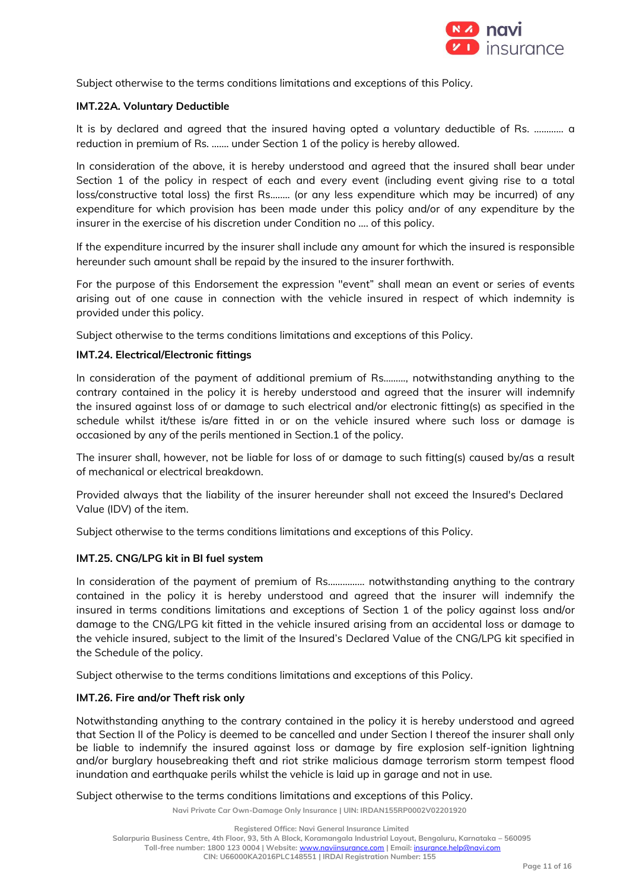Subject otherwise to the terms conditions limitations and exceptions of this Policy.

**IMT.22A. Voluntary Deductible**

It is by declared and agreed that the insured having opted a voluntary deductible of Rs. ............ a reduction in premium of Rs. ....... under Section 1 of the policy is hereby allowed.

In consideration of the above, it is hereby understood and agreed that the insured shall bear under Section 1 of the policy in respect of each and every event (including event giving rise to a total loss/constructive total loss) the first Rs........ (or any less expenditure which may be incurred) of any expenditure for which provision has been made under this policy and/or of any expenditure by the insurer in the exercise of his discretion under Condition no .... of this policy.

If the expenditure incurred by the insurer shall include any amount for which the insured is responsible hereunder such amount shall be repaid by the insured to the insurer forthwith.

For the purpose of this Endorsement the expression "event" shall mean an event or series of events arising out of one cause in connection with the vehicle insured in respect of which indemnity is provided under this policy.

Subject otherwise to the terms conditions limitations and exceptions of this Policy.

**IMT.24. Electrical/Electronic fittings**

In consideration of the payment of additional premium of Rs........., notwithstanding anything to the contrary contained in the policy it is hereby understood and agreed that the insurer will indemnify the insured against loss of or damage to such electrical and/or electronic fitting(s) as specified in the schedule whilst it/these is/are fitted in or on the vehicle insured where such loss or damage is occasioned by any of the perils mentioned in Section.1 of the policy.

The insurer shall, however, not be liable for loss of or damage to such fitting(s) caused by/as a result of mechanical or electrical breakdown.

Provided always that the liability of the insurer hereunder shall not exceed the Insured's Declared Value (IDV) of the item.

Subject otherwise to the terms conditions limitations and exceptions of this Policy.

**IMT.25. CNG/LPG kit in BI fuel system**

In consideration of the payment of premium of Rs.............. notwithstanding anything to the contrary contained in the policy it is hereby understood and agreed that the insurer will indemnify the insured in terms conditions limitations and exceptions of Section 1 of the policy against loss and/or damage to the CNG/LPG kit fitted in the vehicle insured arising from an accidental loss or damage to the vehicle insured, subject to the limit of the Insured's Declared Value of the CNG/LPG kit specified in the Schedule of the policy.

Subject otherwise to the terms conditions limitations and exceptions of this Policy.

**IMT.26. Fire and/or Theft risk only**

Notwithstanding anything to the contrary contained in the policy it is hereby understood and agreed that Section II of the Policy is deemed to be cancelled and under Section I thereof the insurer shall only be liable to indemnify the insured against loss or damage by fire explosion self-ignition lightning and/or burglary housebreaking theft and riot strike malicious damage terrorism storm tempest flood inundation and earthquake perils whilst the vehicle is laid up in garage and not in use.

Subject otherwise to the terms conditions limitations and exceptions of this Policy.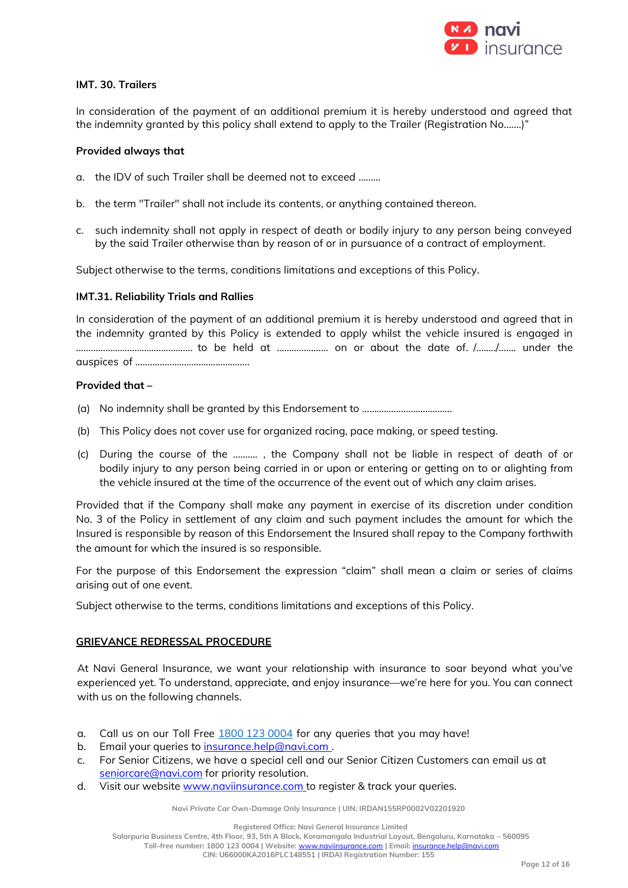**IMT. 30. Trailers**

In consideration of the payment of an additional premium it is hereby understood and agreed that the indemnity granted by this policy shall extend to apply to the Trailer (Registration No.......)"

**Provided always that**

a. the IDV of such Trailer shall be deemed not to exceed .........

b. the term "Trailer" shall not include its contents, or anything contained thereon.

c. such indemnity shall not apply in respect of death or bodily injury to any person being conveyed by the said Trailer otherwise than by reason of or in pursuance of a contract of employment.

Subject otherwise to the terms, conditions limitations and exceptions of this Policy.

**IMT.31. Reliability Trials and Rallies**

In consideration of the payment of an additional premium it is hereby understood and agreed that in the indemnity granted by this Policy is extended to apply whilst the vehicle insured is engaged in ............................................... to be held at .................... on or about the date of. /......../....... under the auspices of ..............................................

**Provided that –**

(a) No indemnity shall be granted by this Endorsement to ....................................

(b) This Policy does not cover use for organized racing, pace making, or speed testing.

(c) During the course of the .......... , the Company shall not be liable in respect of death of or bodily injury to any person being carried in or upon or entering or getting on to or alighting from the vehicle insured at the time of the occurrence of the event out of which any claim arises.

Provided that if the Company shall make any payment in exercise of its discretion under condition No. 3 of the Policy in settlement of any claim and such payment includes the amount for which the Insured is responsible by reason of this Endorsement the Insured shall repay to the Company forthwith the amount for which the insured is so responsible.

For the purpose of this Endorsement the expression "claim" shall mean a claim or series of claims arising out of one event.

Subject otherwise to the terms, conditions limitations and exceptions of this Policy.

**GRIEVANCE REDRESSAL PROCEDURE**

At Navi General Insurance, we want your relationship with insurance to soar beyond what you've experienced yet. To understand, appreciate, and enjoy insurance—we're here for you. You can connect with us on the following channels.

a. Call us on our Toll Free 1800 123 0004 for any queries that you may have!
b. Email your queries to insurance.help@navi.com .
c. For Senior Citizens, we have a special cell and our Senior Citizen Customers can email us at seniorcare@navi.com for priority resolution.
d. Visit our website www.naviinsurance.com to register & track your queries.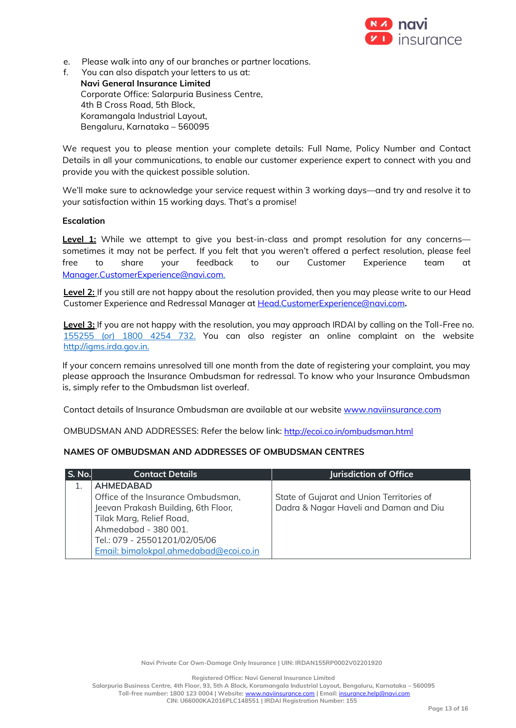e. Please walk into any of our branches or partner locations.
f. You can also dispatch your letters to us at:
   **Navi General Insurance Limited**
   Corporate Office: Salarpuria Business Centre,
   4th B Cross Road, 5th Block,
   Koramangala Industrial Layout,
   Bengaluru, Karnataka – 560095

We request you to please mention your complete details: Full Name, Policy Number and Contact Details in all your communications, to enable our customer experience expert to connect with you and provide you with the quickest possible solution.

We'll make sure to acknowledge your service request within 3 working days—and try and resolve it to your satisfaction within 15 working days. That's a promise!

**Escalation**

**Level 1:** While we attempt to give you best-in-class and prompt resolution for any concerns—sometimes it may not be perfect. If you felt that you weren't offered a perfect resolution, please feel free to share your feedback to our Customer Experience team at Manager.CustomerExperience@navi.com.

**Level 2:** If you still are not happy about the resolution provided, then you may please write to our Head Customer Experience and Redressal Manager at Head.CustomerExperience@navi.com.

**Level 3:** If you are not happy with the resolution, you may approach IRDAI by calling on the Toll-Free no. 155255 (or) 1800 4254 732. You can also register an online complaint on the website http://igms.irda.gov.in.

If your concern remains unresolved till one month from the date of registering your complaint, you may please approach the Insurance Ombudsman for redressal. To know who your Insurance Ombudsman is, simply refer to the Ombudsman list overleaf.

Contact details of Insurance Ombudsman are available at our website www.naviinsurance.com

OMBUDSMAN AND ADDRESSES: Refer the below link: http://ecoi.co.in/ombudsman.html

**NAMES OF OMBUDSMAN AND ADDRESSES OF OMBUDSMAN CENTRES**

| S. No. | Contact Details | Jurisdiction of Office |
|---|---|---|
| 1. | **AHMEDABAD**<br>Office of the Insurance Ombudsman,<br>Jeevan Prakash Building, 6th Floor,<br>Tilak Marg, Relief Road,<br>Ahmedabad - 380 001.<br>Tel.: 079 - 25501201/02/05/06<br>Email: bimalokpal.ahmedabad@ecoi.co.in | State of Gujarat and Union Territories of Dadra & Nagar Haveli and Daman and Diu |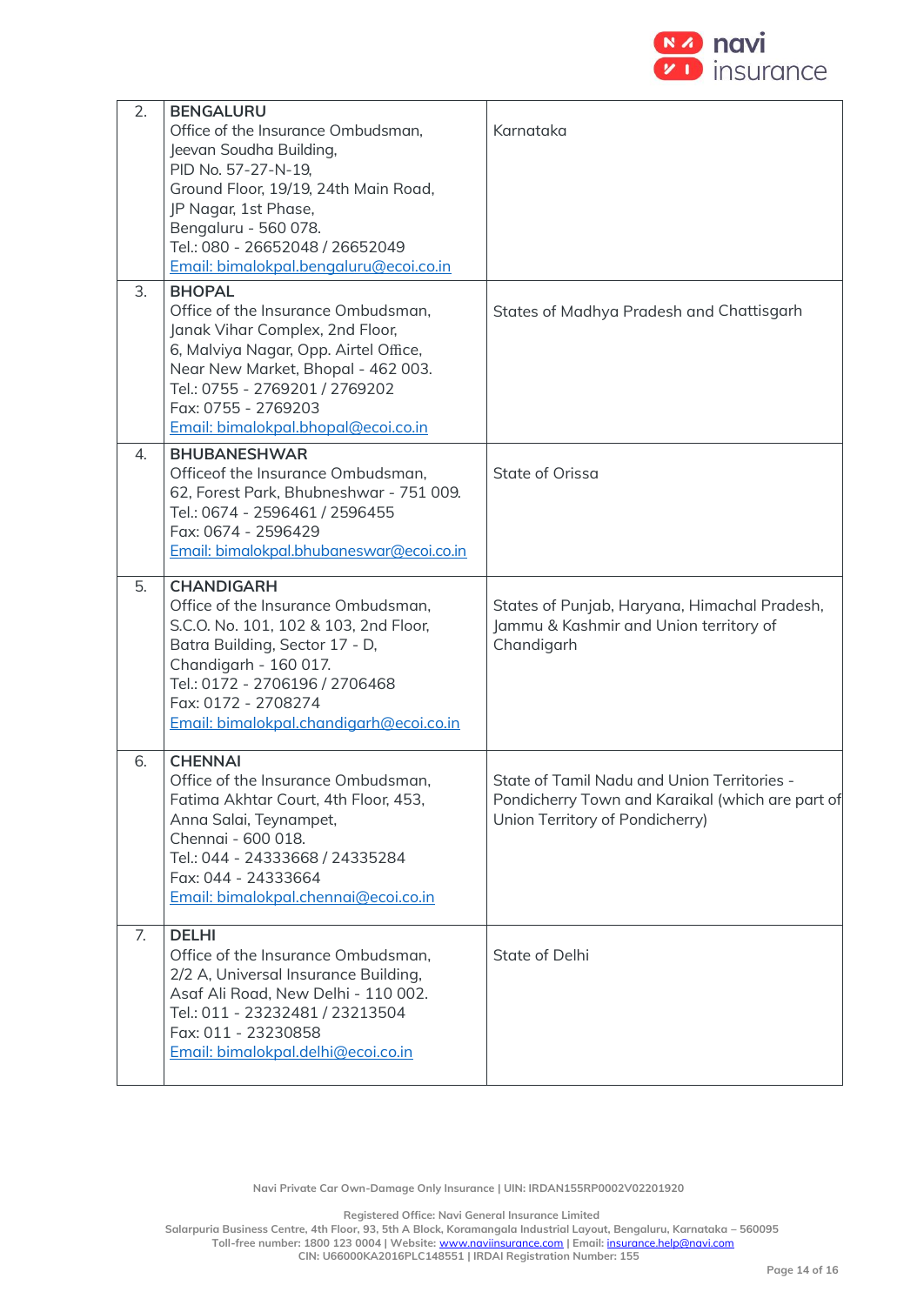| | | |
|---|---|---|
| 2. | **BENGALURU**<br>Office of the Insurance Ombudsman,<br>Jeevan Soudha Building,<br>PID No. 57-27-N-19,<br>Ground Floor, 19/19, 24th Main Road,<br>JP Nagar, 1st Phase,<br>Bengaluru - 560 078.<br>Tel.: 080 - 26652048 / 26652049<br>Email: bimalokpal.bengaluru@ecoi.co.in | Karnataka |
| 3. | **BHOPAL**<br>Office of the Insurance Ombudsman,<br>Janak Vihar Complex, 2nd Floor,<br>6, Malviya Nagar, Opp. Airtel Office,<br>Near New Market, Bhopal - 462 003.<br>Tel.: 0755 - 2769201 / 2769202<br>Fax: 0755 - 2769203<br>Email: bimalokpal.bhopal@ecoi.co.in | States of Madhya Pradesh and Chattisgarh |
| 4. | **BHUBANESHWAR**<br>Officeof the Insurance Ombudsman,<br>62, Forest Park, Bhubneshwar - 751 009.<br>Tel.: 0674 - 2596461 / 2596455<br>Fax: 0674 - 2596429<br>Email: bimalokpal.bhubaneswar@ecoi.co.in | State of Orissa |
| 5. | **CHANDIGARH**<br>Office of the Insurance Ombudsman,<br>S.C.O. No. 101, 102 & 103, 2nd Floor,<br>Batra Building, Sector 17 - D,<br>Chandigarh - 160 017.<br>Tel.: 0172 - 2706196 / 2706468<br>Fax: 0172 - 2708274<br>Email: bimalokpal.chandigarh@ecoi.co.in | States of Punjab, Haryana, Himachal Pradesh, Jammu & Kashmir and Union territory of Chandigarh |
| 6. | **CHENNAI**<br>Office of the Insurance Ombudsman,<br>Fatima Akhtar Court, 4th Floor, 453,<br>Anna Salai, Teynampet,<br>Chennai - 600 018.<br>Tel.: 044 - 24333668 / 24335284<br>Fax: 044 - 24333664<br>Email: bimalokpal.chennai@ecoi.co.in | State of Tamil Nadu and Union Territories - Pondicherry Town and Karaikal (which are part of Union Territory of Pondicherry) |
| 7. | **DELHI**<br>Office of the Insurance Ombudsman,<br>2/2 A, Universal Insurance Building,<br>Asaf Ali Road, New Delhi - 110 002.<br>Tel.: 011 - 23232481 / 23213504<br>Fax: 011 - 23230858<br>Email: bimalokpal.delhi@ecoi.co.in | State of Delhi |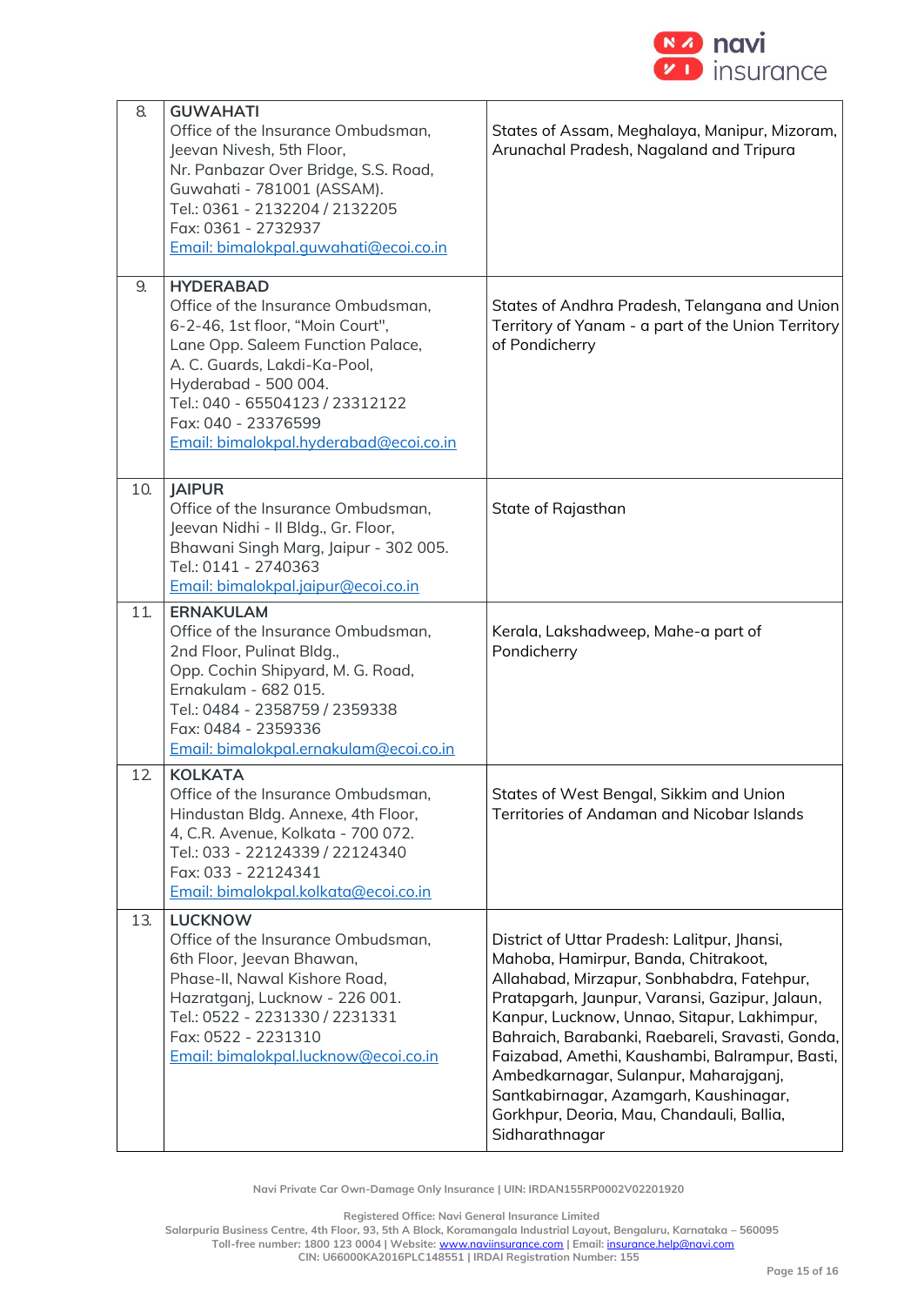| | | |
|---|---|---|
| 8. | **GUWAHATI**<br>Office of the Insurance Ombudsman,<br>Jeevan Nivesh, 5th Floor,<br>Nr. Panbazar Over Bridge, S.S. Road,<br>Guwahati - 781001 (ASSAM).<br>Tel.: 0361 - 2132204 / 2132205<br>Fax: 0361 - 2732937<br>Email: bimalokpal.guwahati@ecoi.co.in | States of Assam, Meghalaya, Manipur, Mizoram, Arunachal Pradesh, Nagaland and Tripura |
| 9. | **HYDERABAD**<br>Office of the Insurance Ombudsman,<br>6-2-46, 1st floor, "Moin Court",<br>Lane Opp. Saleem Function Palace,<br>A. C. Guards, Lakdi-Ka-Pool,<br>Hyderabad - 500 004.<br>Tel.: 040 - 65504123 / 23312122<br>Fax: 040 - 23376599<br>Email: bimalokpal.hyderabad@ecoi.co.in | States of Andhra Pradesh, Telangana and Union Territory of Yanam - a part of the Union Territory of Pondicherry |
| 10. | **JAIPUR**<br>Office of the Insurance Ombudsman,<br>Jeevan Nidhi - II Bldg., Gr. Floor,<br>Bhawani Singh Marg, Jaipur - 302 005.<br>Tel.: 0141 - 2740363<br>Email: bimalokpal.jaipur@ecoi.co.in | State of Rajasthan |
| 11. | **ERNAKULAM**<br>Office of the Insurance Ombudsman,<br>2nd Floor, Pulinat Bldg.,<br>Opp. Cochin Shipyard, M. G. Road,<br>Ernakulam - 682 015.<br>Tel.: 0484 - 2358759 / 2359338<br>Fax: 0484 - 2359336<br>Email: bimalokpal.ernakulam@ecoi.co.in | Kerala, Lakshadweep, Mahe-a part of Pondicherry |
| 12. | **KOLKATA**<br>Office of the Insurance Ombudsman,<br>Hindustan Bldg. Annexe, 4th Floor,<br>4, C.R. Avenue, Kolkata - 700 072.<br>Tel.: 033 - 22124339 / 22124340<br>Fax: 033 - 22124341<br>Email: bimalokpal.kolkata@ecoi.co.in | States of West Bengal, Sikkim and Union Territories of Andaman and Nicobar Islands |
| 13. | **LUCKNOW**<br>Office of the Insurance Ombudsman,<br>6th Floor, Jeevan Bhawan,<br>Phase-II, Nawal Kishore Road,<br>Hazratganj, Lucknow - 226 001.<br>Tel.: 0522 - 2231330 / 2231331<br>Fax: 0522 - 2231310<br>Email: bimalokpal.lucknow@ecoi.co.in | District of Uttar Pradesh: Lalitpur, Jhansi, Mahoba, Hamirpur, Banda, Chitrakoot, Allahabad, Mirzapur, Sonbhabdra, Fatehpur, Pratapgarh, Jaunpur, Varansi, Gazipur, Jalaun, Kanpur, Lucknow, Unnao, Sitapur, Lakhimpur, Bahraich, Barabanki, Raebareli, Sravasti, Gonda, Faizabad, Amethi, Kaushambi, Balrampur, Basti, Ambedkarnagar, Sulanpur, Maharajganj, Santkabirnagar, Azamgarh, Kaushinagar, Gorkhpur, Deoria, Mau, Chandauli, Ballia, Sidharathnagar |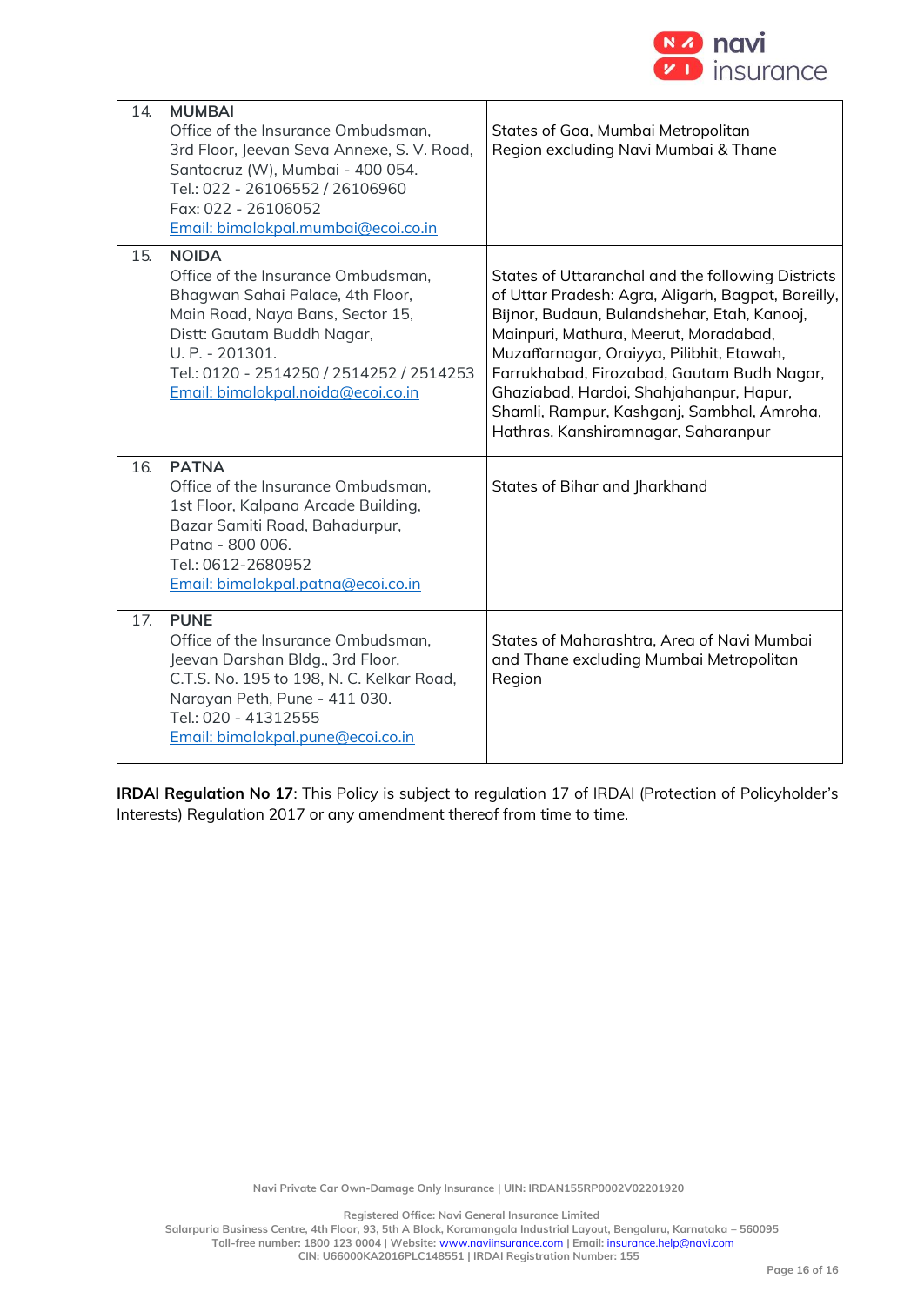| | | |
|---|---|---|
| 14. | **MUMBAI**<br>Office of the Insurance Ombudsman,<br>3rd Floor, Jeevan Seva Annexe, S. V. Road,<br>Santacruz (W), Mumbai - 400 054.<br>Tel.: 022 - 26106552 / 26106960<br>Fax: 022 - 26106052<br>Email: bimalokpal.mumbai@ecoi.co.in | States of Goa, Mumbai Metropolitan Region excluding Navi Mumbai & Thane |
| 15. | **NOIDA**<br>Office of the Insurance Ombudsman,<br>Bhagwan Sahai Palace, 4th Floor,<br>Main Road, Naya Bans, Sector 15,<br>Distt: Gautam Buddh Nagar,<br>U. P. - 201301.<br>Tel.: 0120 - 2514250 / 2514252 / 2514253<br>Email: bimalokpal.noida@ecoi.co.in | States of Uttaranchal and the following Districts of Uttar Pradesh: Agra, Aligarh, Bagpat, Bareilly, Bijnor, Budaun, Bulandshehar, Etah, Kanooj, Mainpuri, Mathura, Meerut, Moradabad, Muzaffarnagar, Oraiyya, Pilibhit, Etawah, Farrukhabad, Firozabad, Gautam Budh Nagar, Ghaziabad, Hardoi, Shahjahanpur, Hapur, Shamli, Rampur, Kashganj, Sambhal, Amroha, Hathras, Kanshiramnagar, Saharanpur |
| 16. | **PATNA**<br>Office of the Insurance Ombudsman,<br>1st Floor, Kalpana Arcade Building,<br>Bazar Samiti Road, Bahadurpur,<br>Patna - 800 006.<br>Tel.: 0612-2680952<br>Email: bimalokpal.patna@ecoi.co.in | States of Bihar and Jharkhand |
| 17. | **PUNE**<br>Office of the Insurance Ombudsman,<br>Jeevan Darshan Bldg., 3rd Floor,<br>C.T.S. No. 195 to 198, N. C. Kelkar Road,<br>Narayan Peth, Pune - 411 030.<br>Tel.: 020 - 41312555<br>Email: bimalokpal.pune@ecoi.co.in | States of Maharashtra, Area of Navi Mumbai and Thane excluding Mumbai Metropolitan Region |

**IRDAI Regulation No 17**: This Policy is subject to regulation 17 of IRDAI (Protection of Policyholder's Interests) Regulation 2017 or any amendment thereof from time to time.